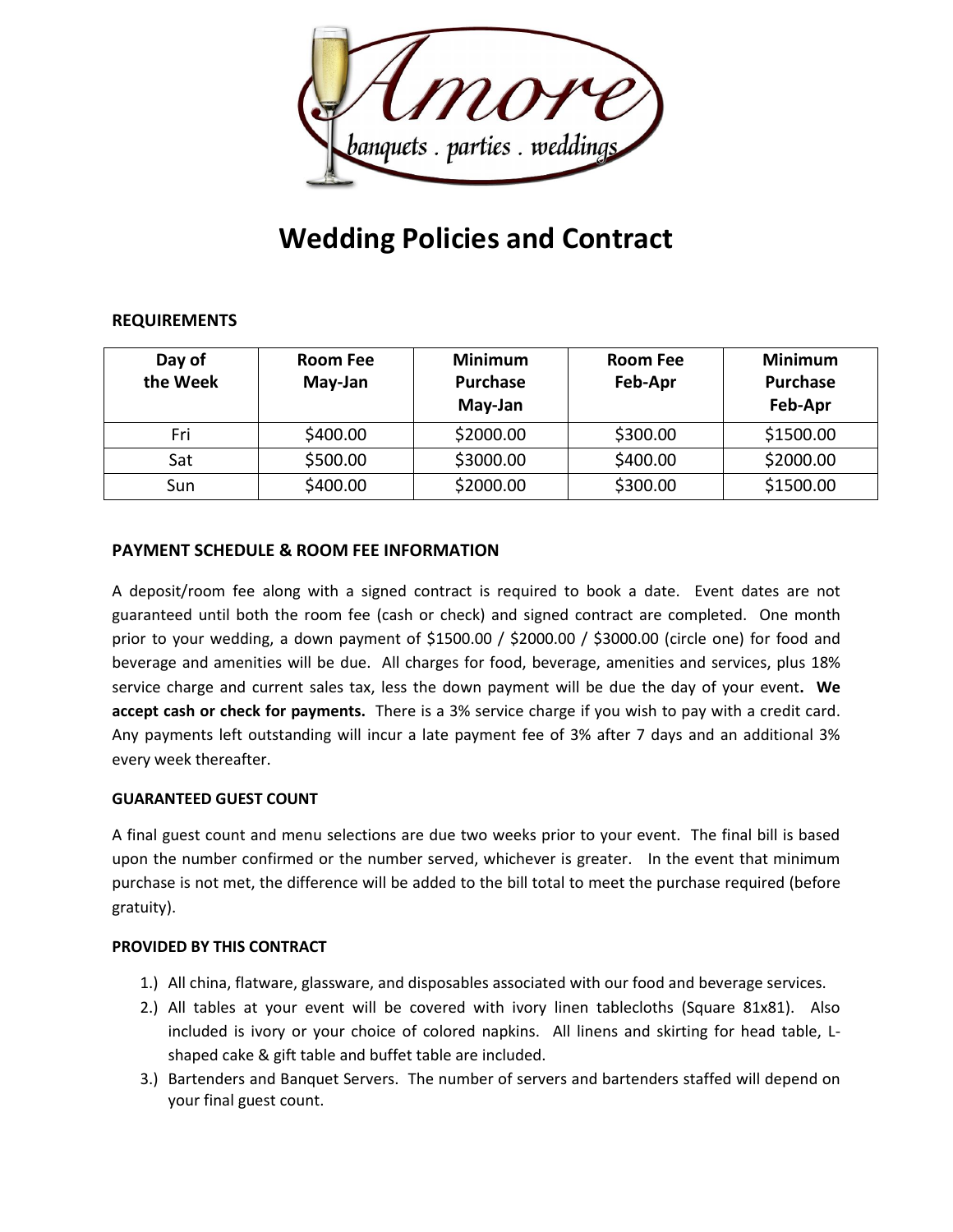Amore

banquets . parties . weddings

# Wedding Policies and Contract

**REQUIREMENTS**

| Day of the Week | Room Fee May-Jan | Minimum Purchase May-Jan | Room Fee Feb-Apr | Minimum Purchase Feb-Apr |
|---|---|---|---|---|
| Fri | $400.00 | $2000.00 | $300.00 | $1500.00 |
| Sat | $500.00 | $3000.00 | $400.00 | $2000.00 |
| Sun | $400.00 | $2000.00 | $300.00 | $1500.00 |

**PAYMENT SCHEDULE & ROOM FEE INFORMATION**

A deposit/room fee along with a signed contract is required to book a date. Event dates are not guaranteed until both the room fee (cash or check) and signed contract are completed. One month prior to your wedding, a down payment of $1500.00 / $2000.00 / $3000.00 (circle one) for food and beverage and amenities will be due. All charges for food, beverage, amenities and services, plus 18% service charge and current sales tax, less the down payment will be due the day of your event**. We accept cash or check for payments.** There is a 3% service charge if you wish to pay with a credit card. Any payments left outstanding will incur a late payment fee of 3% after 7 days and an additional 3% every week thereafter.

**GUARANTEED GUEST COUNT**

A final guest count and menu selections are due two weeks prior to your event. The final bill is based upon the number confirmed or the number served, whichever is greater. In the event that minimum purchase is not met, the difference will be added to the bill total to meet the purchase required (before gratuity).

**PROVIDED BY THIS CONTRACT**

1.) All china, flatware, glassware, and disposables associated with our food and beverage services.
2.) All tables at your event will be covered with ivory linen tablecloths (Square 81x81). Also included is ivory or your choice of colored napkins. All linens and skirting for head table, L-shaped cake & gift table and buffet table are included.
3.) Bartenders and Banquet Servers. The number of servers and bartenders staffed will depend on your final guest count.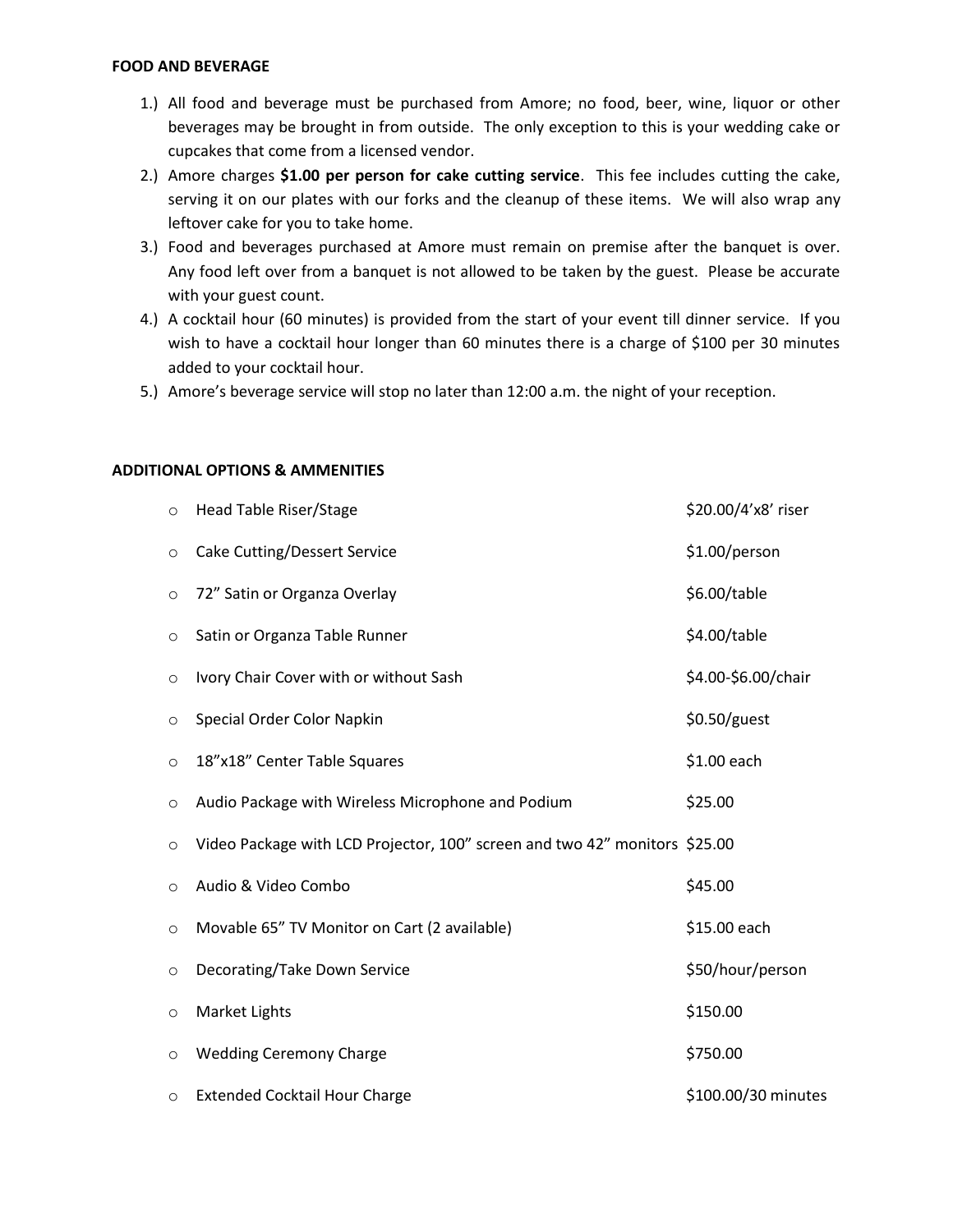## FOOD AND BEVERAGE

1.) All food and beverage must be purchased from Amore; no food, beer, wine, liquor or other beverages may be brought in from outside. The only exception to this is your wedding cake or cupcakes that come from a licensed vendor.
2.) Amore charges **$1.00 per person for cake cutting service**. This fee includes cutting the cake, serving it on our plates with our forks and the cleanup of these items. We will also wrap any leftover cake for you to take home.
3.) Food and beverages purchased at Amore must remain on premise after the banquet is over. Any food left over from a banquet is not allowed to be taken by the guest. Please be accurate with your guest count.
4.) A cocktail hour (60 minutes) is provided from the start of your event till dinner service. If you wish to have a cocktail hour longer than 60 minutes there is a charge of $100 per 30 minutes added to your cocktail hour.
5.) Amore's beverage service will stop no later than 12:00 a.m. the night of your reception.

## ADDITIONAL OPTIONS & AMMENITIES

| Item | Price |
|---|---|
| Head Table Riser/Stage | $20.00/4'x8' riser |
| Cake Cutting/Dessert Service | $1.00/person |
| 72" Satin or Organza Overlay | $6.00/table |
| Satin or Organza Table Runner | $4.00/table |
| Ivory Chair Cover with or without Sash | $4.00-$6.00/chair |
| Special Order Color Napkin | $0.50/guest |
| 18"x18" Center Table Squares | $1.00 each |
| Audio Package with Wireless Microphone and Podium | $25.00 |
| Video Package with LCD Projector, 100" screen and two 42" monitors | $25.00 |
| Audio & Video Combo | $45.00 |
| Movable 65" TV Monitor on Cart (2 available) | $15.00 each |
| Decorating/Take Down Service | $50/hour/person |
| Market Lights | $150.00 |
| Wedding Ceremony Charge | $750.00 |
| Extended Cocktail Hour Charge | $100.00/30 minutes |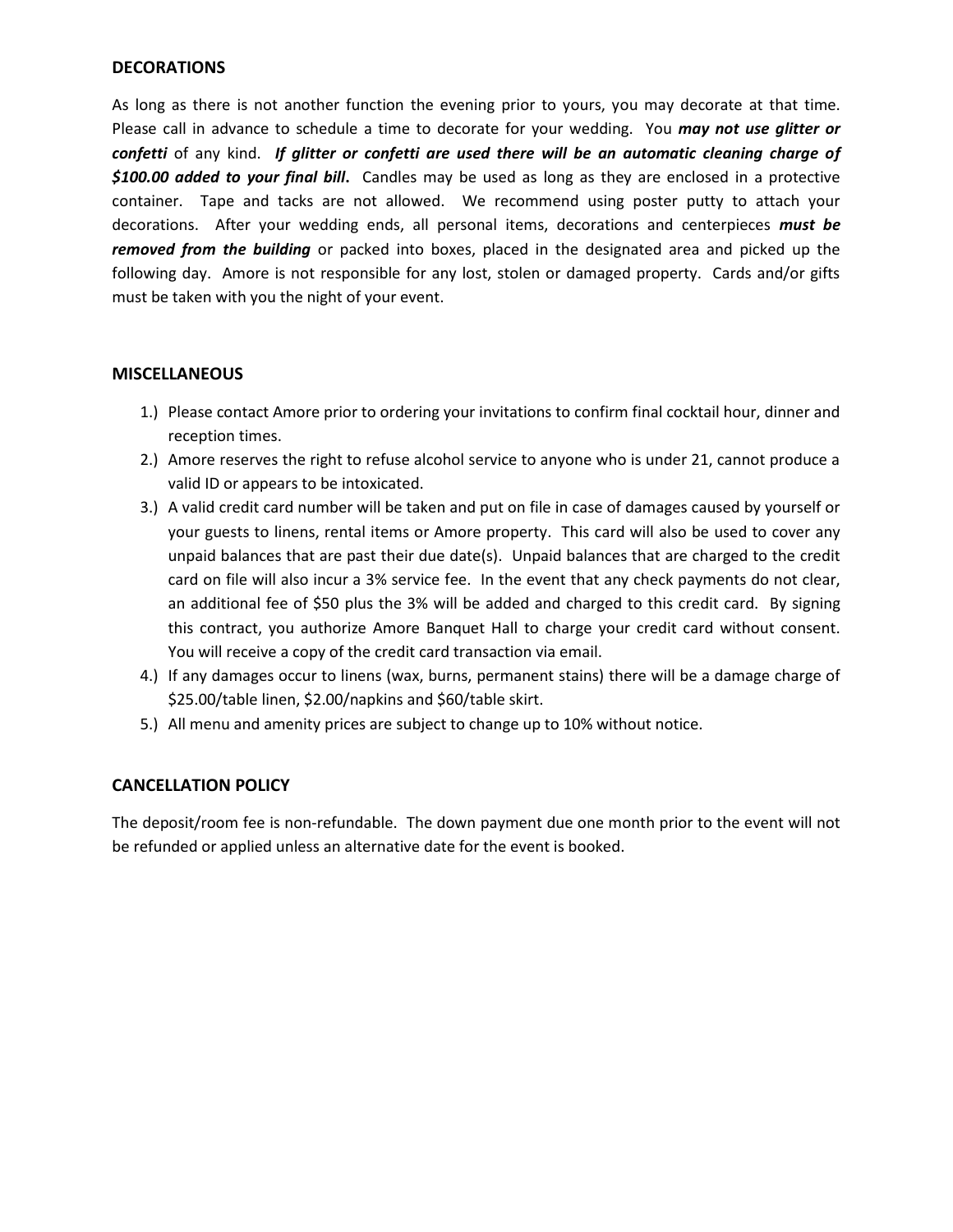## DECORATIONS

As long as there is not another function the evening prior to yours, you may decorate at that time. Please call in advance to schedule a time to decorate for your wedding. You ***may not use glitter or confetti*** of any kind. ***If glitter or confetti are used there will be an automatic cleaning charge of $100.00 added to your final bill.*** Candles may be used as long as they are enclosed in a protective container. Tape and tacks are not allowed. We recommend using poster putty to attach your decorations. After your wedding ends, all personal items, decorations and centerpieces ***must be removed from the building*** or packed into boxes, placed in the designated area and picked up the following day. Amore is not responsible for any lost, stolen or damaged property. Cards and/or gifts must be taken with you the night of your event.

## MISCELLANEOUS

1.) Please contact Amore prior to ordering your invitations to confirm final cocktail hour, dinner and reception times.

2.) Amore reserves the right to refuse alcohol service to anyone who is under 21, cannot produce a valid ID or appears to be intoxicated.

3.) A valid credit card number will be taken and put on file in case of damages caused by yourself or your guests to linens, rental items or Amore property. This card will also be used to cover any unpaid balances that are past their due date(s). Unpaid balances that are charged to the credit card on file will also incur a 3% service fee. In the event that any check payments do not clear, an additional fee of $50 plus the 3% will be added and charged to this credit card. By signing this contract, you authorize Amore Banquet Hall to charge your credit card without consent. You will receive a copy of the credit card transaction via email.

4.) If any damages occur to linens (wax, burns, permanent stains) there will be a damage charge of $25.00/table linen, $2.00/napkins and $60/table skirt.

5.) All menu and amenity prices are subject to change up to 10% without notice.

## CANCELLATION POLICY

The deposit/room fee is non-refundable. The down payment due one month prior to the event will not be refunded or applied unless an alternative date for the event is booked.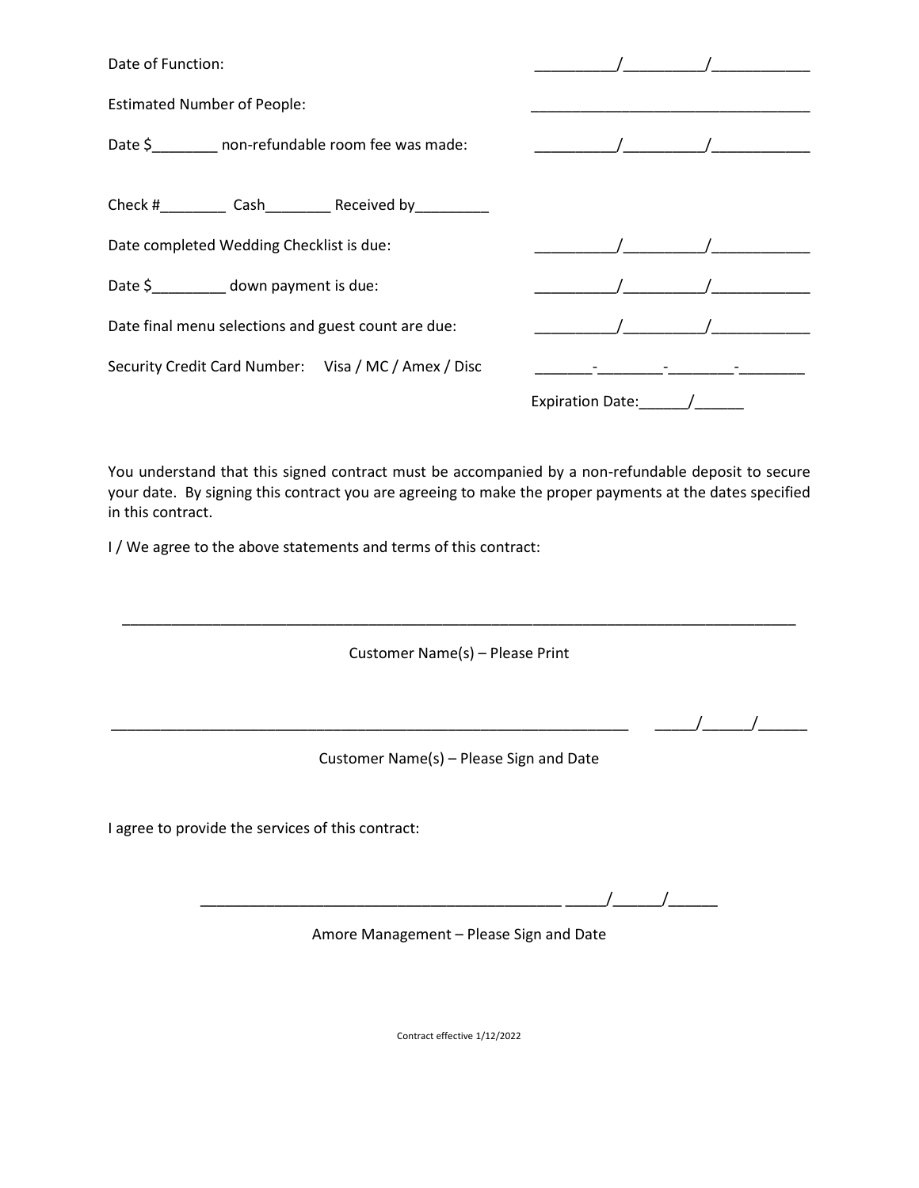Date of Function: __________/__________/____________

Estimated Number of People: ___________________________________

Date $________ non-refundable room fee was made: __________/__________/____________

Check #________ Cash________ Received by_________

Date completed Wedding Checklist is due: __________/__________/____________

Date $_________ down payment is due: __________/__________/____________

Date final menu selections and guest count are due: __________/__________/____________

Security Credit Card Number: Visa / MC / Amex / Disc _______-________-________-________

Expiration Date:______/______

You understand that this signed contract must be accompanied by a non-refundable deposit to secure your date. By signing this contract you are agreeing to make the proper payments at the dates specified in this contract.

I / We agree to the above statements and terms of this contract:

_____________________________________________________________________________________

Customer Name(s) – Please Print

_________________________________________________________________ _____/______/______

Customer Name(s) – Please Sign and Date

I agree to provide the services of this contract:

____________________________________________ _____/______/______

Amore Management – Please Sign and Date

Contract effective 1/12/2022